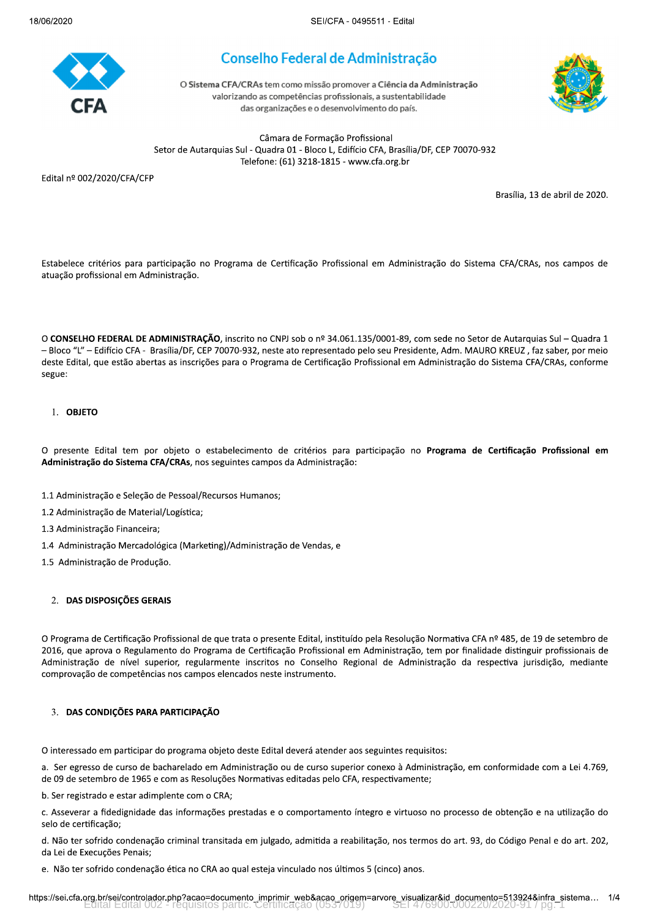# Conselho Federal de Administração

O Sistema CFA/CRAs tem como missão promover a **Ciência da Administração** valorizando as competências profissionais, a sustentabilidade das organizações e o desenvolvimento do país.

Câmara de Formação Profissional
Setor de Autarquias Sul - Quadra 01 - Bloco L, Edifício CFA, Brasília/DF, CEP 70070-932
Telefone: (61) 3218-1815 - www.cfa.org.br

Edital nº 002/2020/CFA/CFP

Brasília, 13 de abril de 2020.

Estabelece critérios para participação no Programa de Certificação Profissional em Administração do Sistema CFA/CRAs, nos campos de atuação profissional em Administração.

O **CONSELHO FEDERAL DE ADMINISTRAÇÃO**, inscrito no CNPJ sob o nº 34.061.135/0001-89, com sede no Setor de Autarquias Sul – Quadra 1 – Bloco "L" – Edifício CFA - Brasília/DF, CEP 70070-932, neste ato representado pelo seu Presidente, Adm. MAURO KREUZ , faz saber, por meio deste Edital, que estão abertas as inscrições para o Programa de Certificação Profissional em Administração do Sistema CFA/CRAs, conforme segue:

## 1. OBJETO

O presente Edital tem por objeto o estabelecimento de critérios para participação no **Programa de Certificação Profissional em Administração do Sistema CFA/CRAs**, nos seguintes campos da Administração:

1.1 Administração e Seleção de Pessoal/Recursos Humanos;

1.2 Administração de Material/Logística;

1.3 Administração Financeira;

1.4 Administração Mercadológica (Marketing)/Administração de Vendas, e

1.5 Administração de Produção.

## 2. DAS DISPOSIÇÕES GERAIS

O Programa de Certificação Profissional de que trata o presente Edital, instituído pela Resolução Normativa CFA nº 485, de 19 de setembro de 2016, que aprova o Regulamento do Programa de Certificação Profissional em Administração, tem por finalidade distinguir profissionais de Administração de nível superior, regularmente inscritos no Conselho Regional de Administração da respectiva jurisdição, mediante comprovação de competências nos campos elencados neste instrumento.

## 3. DAS CONDIÇÕES PARA PARTICIPAÇÃO

O interessado em participar do programa objeto deste Edital deverá atender aos seguintes requisitos:

a. Ser egresso de curso de bacharelado em Administração ou de curso superior conexo à Administração, em conformidade com a Lei 4.769, de 09 de setembro de 1965 e com as Resoluções Normativas editadas pelo CFA, respectivamente;

b. Ser registrado e estar adimplente com o CRA;

c. Asseverar a fidedignidade das informações prestadas e o comportamento íntegro e virtuoso no processo de obtenção e na utilização do selo de certificação;

d. Não ter sofrido condenação criminal transitada em julgado, admitida a reabilitação, nos termos do art. 93, do Código Penal e do art. 202, da Lei de Execuções Penais;

e. Não ter sofrido condenação ética no CRA ao qual esteja vinculado nos últimos 5 (cinco) anos.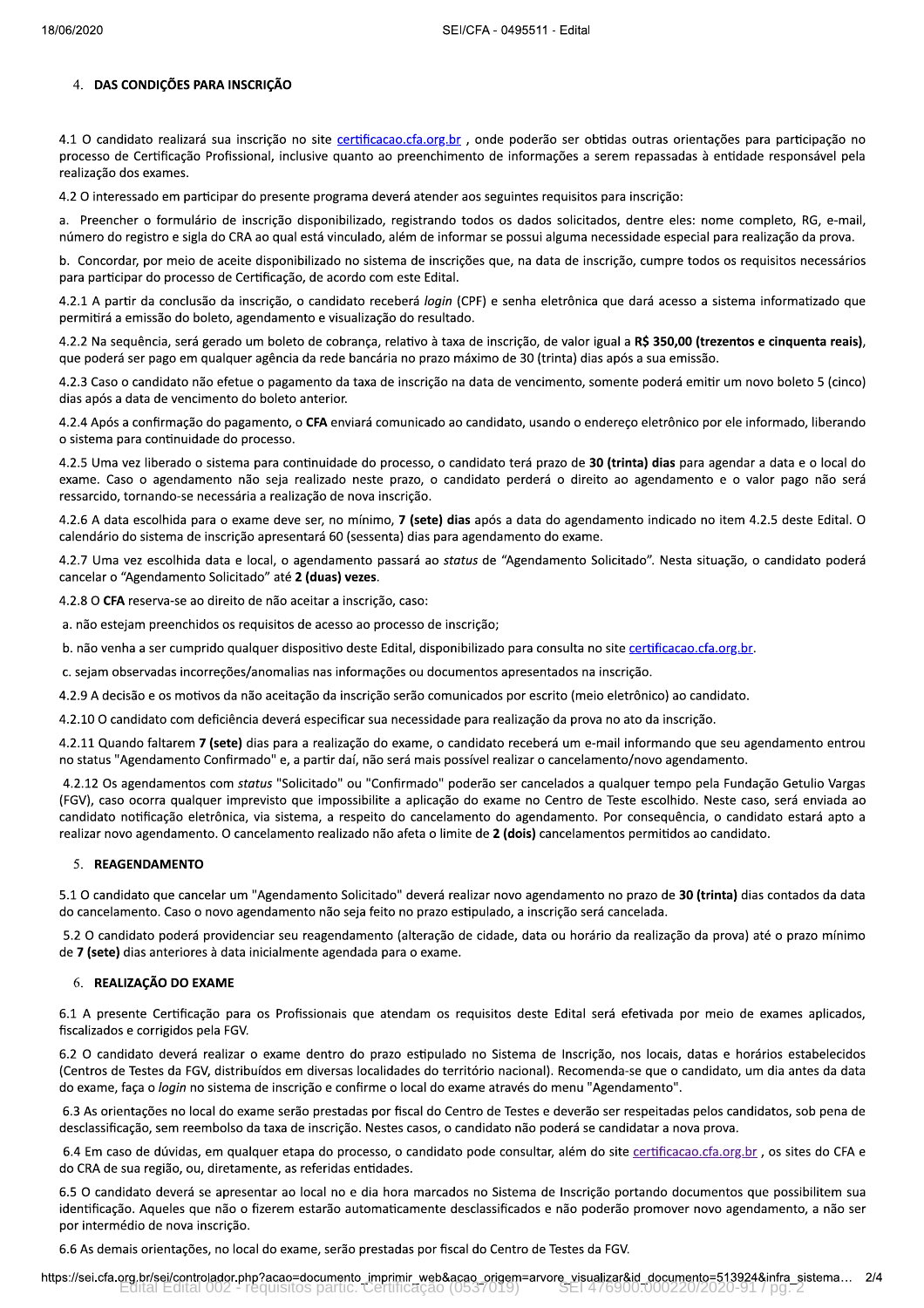## 4. DAS CONDIÇÕES PARA INSCRIÇÃO

4.1 O candidato realizará sua inscrição no site certificacao.cfa.org.br , onde poderão ser obtidas outras orientações para participação no processo de Certificação Profissional, inclusive quanto ao preenchimento de informações a serem repassadas à entidade responsável pela realização dos exames.

4.2 O interessado em participar do presente programa deverá atender aos seguintes requisitos para inscrição:

a. Preencher o formulário de inscrição disponibilizado, registrando todos os dados solicitados, dentre eles: nome completo, RG, e-mail, número do registro e sigla do CRA ao qual está vinculado, além de informar se possui alguma necessidade especial para realização da prova.

b. Concordar, por meio de aceite disponibilizado no sistema de inscrições que, na data de inscrição, cumpre todos os requisitos necessários para participar do processo de Certificação, de acordo com este Edital.

4.2.1 A partir da conclusão da inscrição, o candidato receberá *login* (CPF) e senha eletrônica que dará acesso a sistema informatizado que permitirá a emissão do boleto, agendamento e visualização do resultado.

4.2.2 Na sequência, será gerado um boleto de cobrança, relativo à taxa de inscrição, de valor igual a **R$ 350,00 (trezentos e cinquenta reais)**, que poderá ser pago em qualquer agência da rede bancária no prazo máximo de 30 (trinta) dias após a sua emissão.

4.2.3 Caso o candidato não efetue o pagamento da taxa de inscrição na data de vencimento, somente poderá emitir um novo boleto 5 (cinco) dias após a data de vencimento do boleto anterior.

4.2.4 Após a confirmação do pagamento, o **CFA** enviará comunicado ao candidato, usando o endereço eletrônico por ele informado, liberando o sistema para continuidade do processo.

4.2.5 Uma vez liberado o sistema para continuidade do processo, o candidato terá prazo de **30 (trinta) dias** para agendar a data e o local do exame. Caso o agendamento não seja realizado neste prazo, o candidato perderá o direito ao agendamento e o valor pago não será ressarcido, tornando-se necessária a realização de nova inscrição.

4.2.6 A data escolhida para o exame deve ser, no mínimo, **7 (sete) dias** após a data do agendamento indicado no item 4.2.5 deste Edital. O calendário do sistema de inscrição apresentará 60 (sessenta) dias para agendamento do exame.

4.2.7 Uma vez escolhida data e local, o agendamento passará ao *status* de "Agendamento Solicitado". Nesta situação, o candidato poderá cancelar o "Agendamento Solicitado" até **2 (duas) vezes**.

4.2.8 O **CFA** reserva-se ao direito de não aceitar a inscrição, caso:

a. não estejam preenchidos os requisitos de acesso ao processo de inscrição;

b. não venha a ser cumprido qualquer dispositivo deste Edital, disponibilizado para consulta no site certificacao.cfa.org.br.

c. sejam observadas incorreções/anomalias nas informações ou documentos apresentados na inscrição.

4.2.9 A decisão e os motivos da não aceitação da inscrição serão comunicados por escrito (meio eletrônico) ao candidato.

4.2.10 O candidato com deficiência deverá especificar sua necessidade para realização da prova no ato da inscrição.

4.2.11 Quando faltarem **7 (sete)** dias para a realização do exame, o candidato receberá um e-mail informando que seu agendamento entrou no status "Agendamento Confirmado" e, a partir daí, não será mais possível realizar o cancelamento/novo agendamento.

4.2.12 Os agendamentos com *status* "Solicitado" ou "Confirmado" poderão ser cancelados a qualquer tempo pela Fundação Getulio Vargas (FGV), caso ocorra qualquer imprevisto que impossibilite a aplicação do exame no Centro de Teste escolhido. Neste caso, será enviada ao candidato notificação eletrônica, via sistema, a respeito do cancelamento do agendamento. Por consequência, o candidato estará apto a realizar novo agendamento. O cancelamento realizado não afeta o limite de **2 (dois)** cancelamentos permitidos ao candidato.

## 5. REAGENDAMENTO

5.1 O candidato que cancelar um "Agendamento Solicitado" deverá realizar novo agendamento no prazo de **30 (trinta)** dias contados da data do cancelamento. Caso o novo agendamento não seja feito no prazo estipulado, a inscrição será cancelada.

5.2 O candidato poderá providenciar seu reagendamento (alteração de cidade, data ou horário da realização da prova) até o prazo mínimo de **7 (sete)** dias anteriores à data inicialmente agendada para o exame.

## 6. REALIZAÇÃO DO EXAME

6.1 A presente Certificação para os Profissionais que atendam os requisitos deste Edital será efetivada por meio de exames aplicados, fiscalizados e corrigidos pela FGV.

6.2 O candidato deverá realizar o exame dentro do prazo estipulado no Sistema de Inscrição, nos locais, datas e horários estabelecidos (Centros de Testes da FGV, distribuídos em diversas localidades do território nacional). Recomenda-se que o candidato, um dia antes da data do exame, faça o *login* no sistema de inscrição e confirme o local do exame através do menu "Agendamento".

6.3 As orientações no local do exame serão prestadas por fiscal do Centro de Testes e deverão ser respeitadas pelos candidatos, sob pena de desclassificação, sem reembolso da taxa de inscrição. Nestes casos, o candidato não poderá se candidatar a nova prova.

6.4 Em caso de dúvidas, em qualquer etapa do processo, o candidato pode consultar, além do site certificacao.cfa.org.br , os sites do CFA e do CRA de sua região, ou, diretamente, as referidas entidades.

6.5 O candidato deverá se apresentar ao local no e dia hora marcados no Sistema de Inscrição portando documentos que possibilitem sua identificação. Aqueles que não o fizerem estarão automaticamente desclassificados e não poderão promover novo agendamento, a não ser por intermédio de nova inscrição.

6.6 As demais orientações, no local do exame, serão prestadas por fiscal do Centro de Testes da FGV.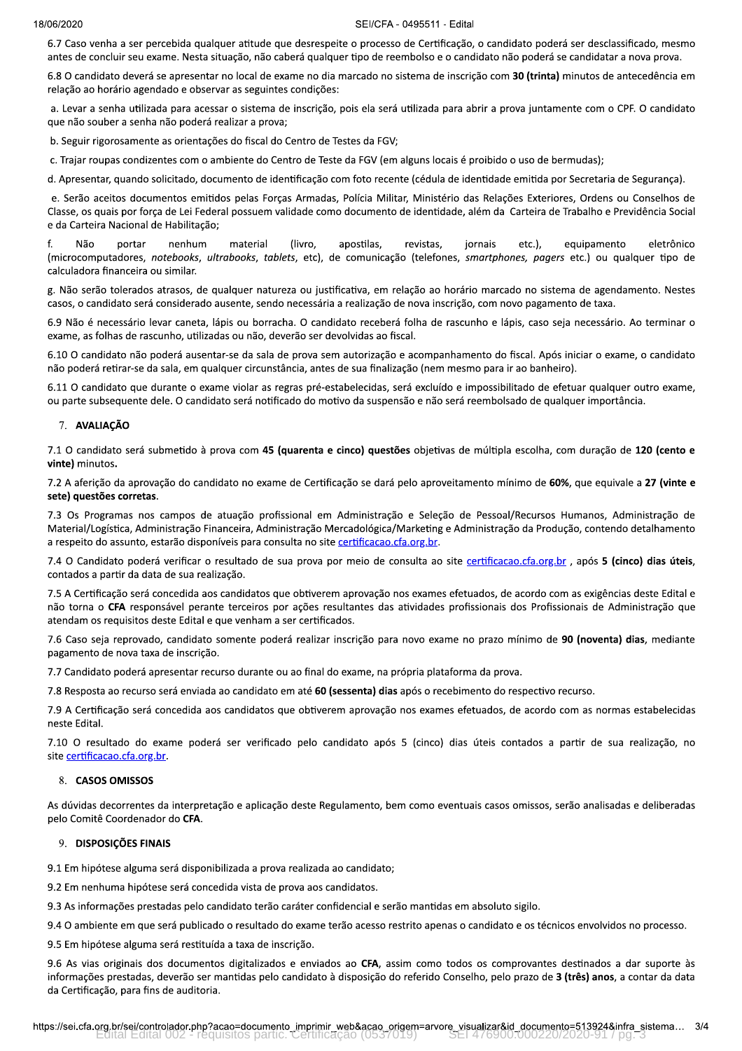6.7 Caso venha a ser percebida qualquer atitude que desrespeite o processo de Certificação, o candidato poderá ser desclassificado, mesmo antes de concluir seu exame. Nesta situação, não caberá qualquer tipo de reembolso e o candidato não poderá se candidatar a nova prova.

6.8 O candidato deverá se apresentar no local de exame no dia marcado no sistema de inscrição com **30 (trinta)** minutos de antecedência em relação ao horário agendado e observar as seguintes condições:

a. Levar a senha utilizada para acessar o sistema de inscrição, pois ela será utilizada para abrir a prova juntamente com o CPF. O candidato que não souber a senha não poderá realizar a prova;

b. Seguir rigorosamente as orientações do fiscal do Centro de Testes da FGV;

c. Trajar roupas condizentes com o ambiente do Centro de Teste da FGV (em alguns locais é proibido o uso de bermudas);

d. Apresentar, quando solicitado, documento de identificação com foto recente (cédula de identidade emitida por Secretaria de Segurança).

e. Serão aceitos documentos emitidos pelas Forças Armadas, Polícia Militar, Ministério das Relações Exteriores, Ordens ou Conselhos de Classe, os quais por força de Lei Federal possuem validade como documento de identidade, além da Carteira de Trabalho e Previdência Social e da Carteira Nacional de Habilitação;

f. Não portar nenhum material (livro, apostilas, revistas, jornais etc.), equipamento eletrônico (microcomputadores, *notebooks*, *ultrabooks*, *tablets*, etc), de comunicação (telefones, *smartphones, pagers* etc.) ou qualquer tipo de calculadora financeira ou similar.

g. Não serão tolerados atrasos, de qualquer natureza ou justificativa, em relação ao horário marcado no sistema de agendamento. Nestes casos, o candidato será considerado ausente, sendo necessária a realização de nova inscrição, com novo pagamento de taxa.

6.9 Não é necessário levar caneta, lápis ou borracha. O candidato receberá folha de rascunho e lápis, caso seja necessário. Ao terminar o exame, as folhas de rascunho, utilizadas ou não, deverão ser devolvidas ao fiscal.

6.10 O candidato não poderá ausentar-se da sala de prova sem autorização e acompanhamento do fiscal. Após iniciar o exame, o candidato não poderá retirar-se da sala, em qualquer circunstância, antes de sua finalização (nem mesmo para ir ao banheiro).

6.11 O candidato que durante o exame violar as regras pré-estabelecidas, será excluído e impossibilitado de efetuar qualquer outro exame, ou parte subsequente dele. O candidato será notificado do motivo da suspensão e não será reembolsado de qualquer importância.

## 7. AVALIAÇÃO

7.1 O candidato será submetido à prova com **45 (quarenta e cinco) questões** objetivas de múltipla escolha, com duração de **120 (cento e vinte)** minutos.

7.2 A aferição da aprovação do candidato no exame de Certificação se dará pelo aproveitamento mínimo de **60%**, que equivale a **27 (vinte e sete) questões corretas**.

7.3 Os Programas nos campos de atuação profissional em Administração e Seleção de Pessoal/Recursos Humanos, Administração de Material/Logística, Administração Financeira, Administração Mercadológica/Marketing e Administração da Produção, contendo detalhamento a respeito do assunto, estarão disponíveis para consulta no site certificacao.cfa.org.br.

7.4 O Candidato poderá verificar o resultado de sua prova por meio de consulta ao site certificacao.cfa.org.br , após **5 (cinco) dias úteis**, contados a partir da data de sua realização.

7.5 A Certificação será concedida aos candidatos que obtiverem aprovação nos exames efetuados, de acordo com as exigências deste Edital e não torna o **CFA** responsável perante terceiros por ações resultantes das atividades profissionais dos Profissionais de Administração que atendam os requisitos deste Edital e que venham a ser certificados.

7.6 Caso seja reprovado, candidato somente poderá realizar inscrição para novo exame no prazo mínimo de **90 (noventa) dias**, mediante pagamento de nova taxa de inscrição.

7.7 Candidato poderá apresentar recurso durante ou ao final do exame, na própria plataforma da prova.

7.8 Resposta ao recurso será enviada ao candidato em até **60 (sessenta) dias** após o recebimento do respectivo recurso.

7.9 A Certificação será concedida aos candidatos que obtiverem aprovação nos exames efetuados, de acordo com as normas estabelecidas neste Edital.

7.10 O resultado do exame poderá ser verificado pelo candidato após 5 (cinco) dias úteis contados a partir de sua realização, no site certificacao.cfa.org.br.

## 8. CASOS OMISSOS

As dúvidas decorrentes da interpretação e aplicação deste Regulamento, bem como eventuais casos omissos, serão analisadas e deliberadas pelo Comitê Coordenador do **CFA**.

## 9. DISPOSIÇÕES FINAIS

9.1 Em hipótese alguma será disponibilizada a prova realizada ao candidato;

9.2 Em nenhuma hipótese será concedida vista de prova aos candidatos.

9.3 As informações prestadas pelo candidato terão caráter confidencial e serão mantidas em absoluto sigilo.

9.4 O ambiente em que será publicado o resultado do exame terão acesso restrito apenas o candidato e os técnicos envolvidos no processo.

9.5 Em hipótese alguma será restituída a taxa de inscrição.

9.6 As vias originais dos documentos digitalizados e enviados ao **CFA**, assim como todos os comprovantes destinados a dar suporte às informações prestadas, deverão ser mantidas pelo candidato à disposição do referido Conselho, pelo prazo de **3 (três) anos**, a contar da data da Certificação, para fins de auditoria.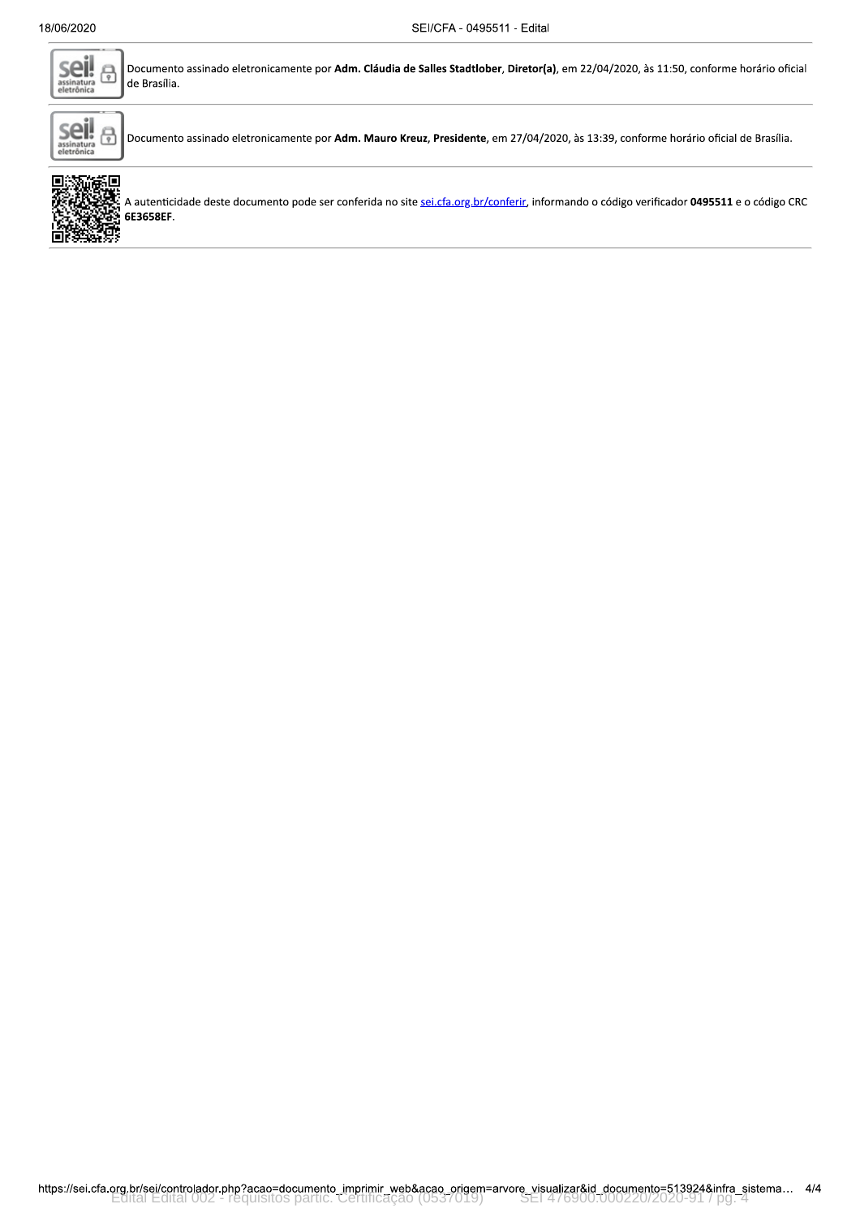Documento assinado eletronicamente por **Adm. Cláudia de Salles Stadtlober**, **Diretor(a)**, em 22/04/2020, às 11:50, conforme horário oficial de Brasília.

Documento assinado eletronicamente por **Adm. Mauro Kreuz**, **Presidente**, em 27/04/2020, às 13:39, conforme horário oficial de Brasília.

A autenticidade deste documento pode ser conferida no site sei.cfa.org.br/conferir, informando o código verificador **0495511** e o código CRC **6E3658EF**.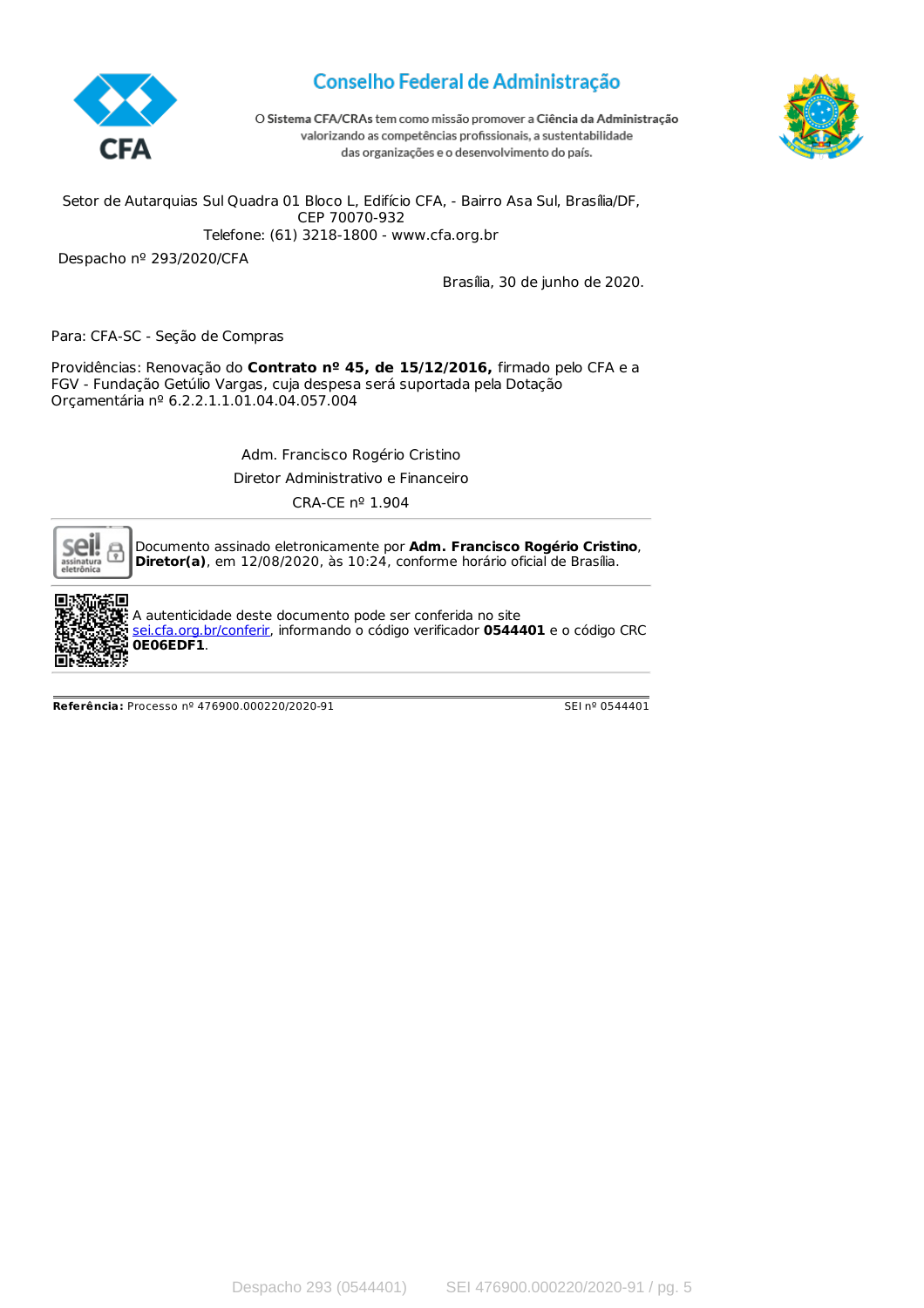# Conselho Federal de Administração

O **Sistema CFA/CRAs** tem como missão promover a **Ciência da Administração** valorizando as competências profissionais, a sustentabilidade das organizações e o desenvolvimento do país.

Setor de Autarquias Sul Quadra 01 Bloco L, Edifício CFA, - Bairro Asa Sul, Brasília/DF, CEP 70070-932
Telefone: (61) 3218-1800 - www.cfa.org.br

Despacho nº 293/2020/CFA

Brasília, 30 de junho de 2020.

Para: CFA-SC - Seção de Compras

Providências: Renovação do **Contrato nº 45, de 15/12/2016,** firmado pelo CFA e a FGV - Fundação Getúlio Vargas, cuja despesa será suportada pela Dotação Orçamentária nº 6.2.2.1.1.01.04.04.057.004

Adm. Francisco Rogério Cristino
Diretor Administrativo e Financeiro
CRA-CE nº 1.904

Documento assinado eletronicamente por **Adm. Francisco Rogério Cristino**, **Diretor(a)**, em 12/08/2020, às 10:24, conforme horário oficial de Brasília.

A autenticidade deste documento pode ser conferida no site sei.cfa.org.br/conferir, informando o código verificador **0544401** e o código CRC **0E06EDF1**.

**Referência:** Processo nº 476900.000220/2020-91 — SEI nº 0544401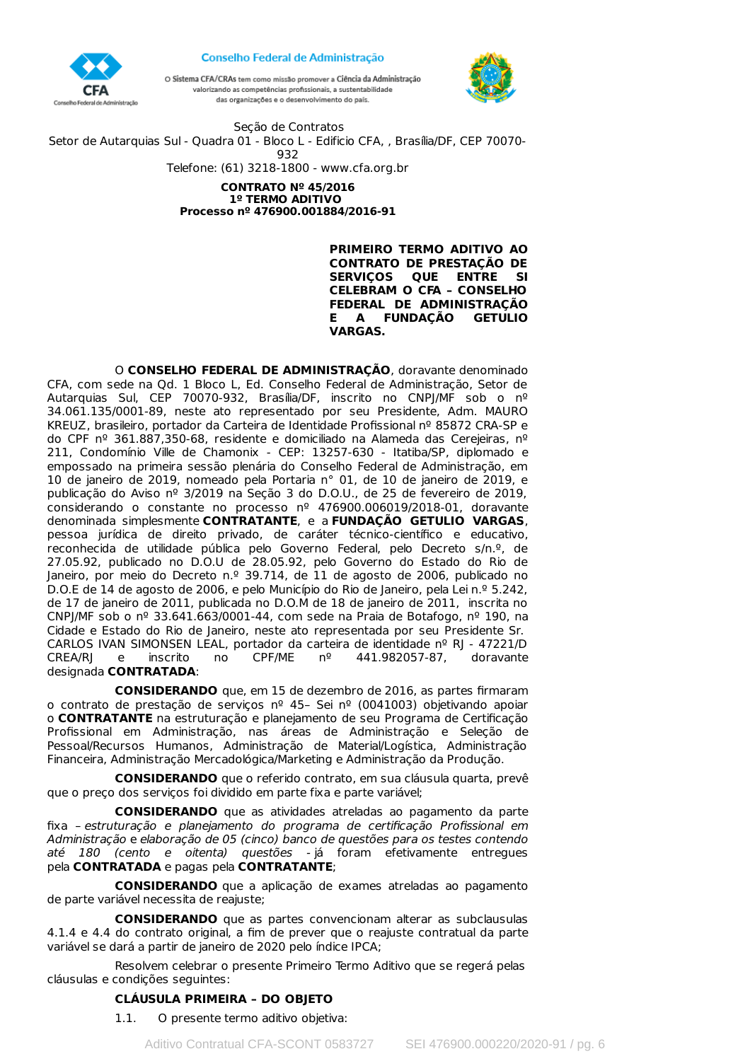Conselho Federal de Administração

O Sistema CFA/CRAs tem como missão promover a Ciência da Administração valorizando as competências profissionais, a sustentabilidade das organizações e o desenvolvimento do país.

Seção de Contratos
Setor de Autarquias Sul - Quadra 01 - Bloco L - Edifício CFA, , Brasília/DF, CEP 70070-932
Telefone: (61) 3218-1800 - www.cfa.org.br

**CONTRATO Nº 45/2016**
**1º TERMO ADITIVO**
**Processo nº 476900.001884/2016-91**

**PRIMEIRO TERMO ADITIVO AO CONTRATO DE PRESTAÇÃO DE SERVIÇOS QUE ENTRE SI CELEBRAM O CFA – CONSELHO FEDERAL DE ADMINISTRAÇÃO E A FUNDAÇÃO GETULIO VARGAS.**

O **CONSELHO FEDERAL DE ADMINISTRAÇÃO**, doravante denominado CFA, com sede na Qd. 1 Bloco L, Ed. Conselho Federal de Administração, Setor de Autarquias Sul, CEP 70070-932, Brasília/DF, inscrito no CNPJ/MF sob o nº 34.061.135/0001-89, neste ato representado por seu Presidente, Adm. MAURO KREUZ, brasileiro, portador da Carteira de Identidade Profissional nº 85872 CRA-SP e do CPF nº 361.887,350-68, residente e domiciliado na Alameda das Cerejeiras, nº 211, Condomínio Ville de Chamonix - CEP: 13257-630 - Itatiba/SP, diplomado e empossado na primeira sessão plenária do Conselho Federal de Administração, em 10 de janeiro de 2019, nomeado pela Portaria n° 01, de 10 de janeiro de 2019, e publicação do Aviso nº 3/2019 na Seção 3 do D.O.U., de 25 de fevereiro de 2019, considerando o constante no processo nº 476900.006019/2018-01, doravante denominada simplesmente **CONTRATANTE**, e a **FUNDAÇÃO GETULIO VARGAS**, pessoa jurídica de direito privado, de caráter técnico-científico e educativo, reconhecida de utilidade pública pelo Governo Federal, pelo Decreto s/n.º, de 27.05.92, publicado no D.O.U de 28.05.92, pelo Governo do Estado do Rio de Janeiro, por meio do Decreto n.º 39.714, de 11 de agosto de 2006, publicado no D.O.E de 14 de agosto de 2006, e pelo Município do Rio de Janeiro, pela Lei n.º 5.242, de 17 de janeiro de 2011, publicada no D.O.M de 18 de janeiro de 2011, inscrita no CNPJ/MF sob o nº 33.641.663/0001-44, com sede na Praia de Botafogo, nº 190, na Cidade e Estado do Rio de Janeiro, neste ato representada por seu Presidente Sr. CARLOS IVAN SIMONSEN LEAL, portador da carteira de identidade nº RJ - 47221/D CREA/RJ e inscrito no CPF/ME nº 441.982057-87, doravante designada **CONTRATADA**:

**CONSIDERANDO** que, em 15 de dezembro de 2016, as partes firmaram o contrato de prestação de serviços nº 45– Sei nº (0041003) objetivando apoiar o **CONTRATANTE** na estruturação e planejamento de seu Programa de Certificação Profissional em Administração, nas áreas de Administração e Seleção de Pessoal/Recursos Humanos, Administração de Material/Logística, Administração Financeira, Administração Mercadológica/Marketing e Administração da Produção.

**CONSIDERANDO** que o referido contrato, em sua cláusula quarta, prevê que o preço dos serviços foi dividido em parte fixa e parte variável;

**CONSIDERANDO** que as atividades atreladas ao pagamento da parte fixa – *estruturação e planejamento do programa de certificação Profissional em Administração* e *elaboração de 05 (cinco) banco de questões para os testes contendo até 180 (cento e oitenta) questões* - já foram efetivamente entregues pela **CONTRATADA** e pagas pela **CONTRATANTE**;

**CONSIDERANDO** que a aplicação de exames atreladas ao pagamento de parte variável necessita de reajuste;

**CONSIDERANDO** que as partes convencionam alterar as subclausulas 4.1.4 e 4.4 do contrato original, a fim de prever que o reajuste contratual da parte variável se dará a partir de janeiro de 2020 pelo índice IPCA;

Resolvem celebrar o presente Primeiro Termo Aditivo que se regerá pelas cláusulas e condições seguintes:

**CLÁUSULA PRIMEIRA – DO OBJETO**

1.1. O presente termo aditivo objetiva: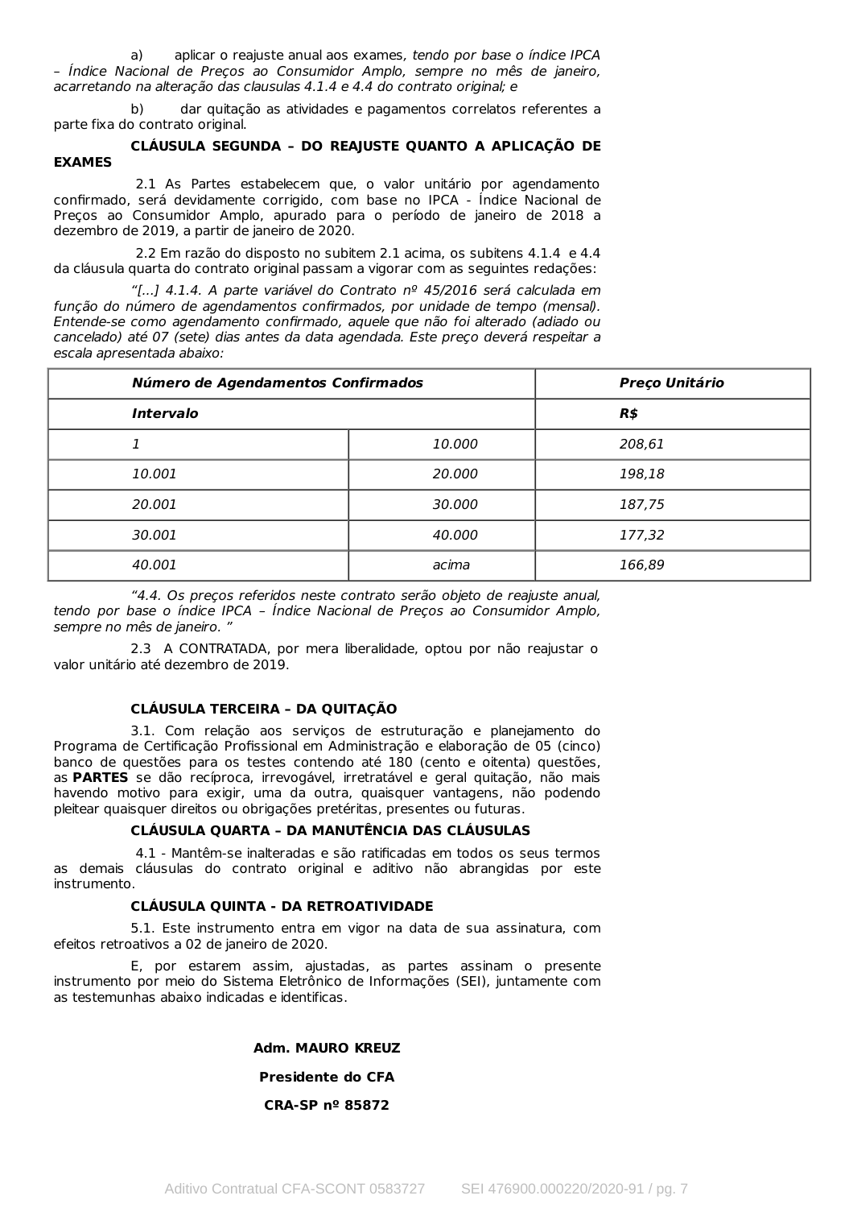a) aplicar o reajuste anual aos exames, *tendo por base o índice IPCA – Índice Nacional de Preços ao Consumidor Amplo, sempre no mês de janeiro, acarretando na alteração das clausulas 4.1.4 e 4.4 do contrato original; e*

b) dar quitação as atividades e pagamentos correlatos referentes a parte fixa do contrato original.

**CLÁUSULA SEGUNDA – DO REAJUSTE QUANTO A APLICAÇÃO DE EXAMES**

2.1 As Partes estabelecem que, o valor unitário por agendamento confirmado, será devidamente corrigido, com base no IPCA - Índice Nacional de Preços ao Consumidor Amplo, apurado para o período de janeiro de 2018 a dezembro de 2019, a partir de janeiro de 2020.

2.2 Em razão do disposto no subitem 2.1 acima, os subitens 4.1.4 e 4.4 da cláusula quarta do contrato original passam a vigorar com as seguintes redações:

*"[...] 4.1.4. A parte variável do Contrato nº 45/2016 será calculada em função do número de agendamentos confirmados, por unidade de tempo (mensal). Entende-se como agendamento confirmado, aquele que não foi alterado (adiado ou cancelado) até 07 (sete) dias antes da data agendada. Este preço deverá respeitar a escala apresentada abaixo:*

| ***Número de Agendamentos Confirmados*** | | ***Preço Unitário*** |
|---|---|---|
| ***Intervalo*** | | ***R$*** |
| *1* | *10.000* | *208,61* |
| *10.001* | *20.000* | *198,18* |
| *20.001* | *30.000* | *187,75* |
| *30.001* | *40.000* | *177,32* |
| *40.001* | *acima* | *166,89* |

*"4.4. Os preços referidos neste contrato serão objeto de reajuste anual, tendo por base o índice IPCA – Índice Nacional de Preços ao Consumidor Amplo, sempre no mês de janeiro. "*

2.3 A CONTRATADA, por mera liberalidade, optou por não reajustar o valor unitário até dezembro de 2019.

**CLÁUSULA TERCEIRA – DA QUITAÇÃO**

3.1. Com relação aos serviços de estruturação e planejamento do Programa de Certificação Profissional em Administração e elaboração de 05 (cinco) banco de questões para os testes contendo até 180 (cento e oitenta) questões, as **PARTES** se dão recíproca, irrevogável, irretratável e geral quitação, não mais havendo motivo para exigir, uma da outra, quaisquer vantagens, não podendo pleitear quaisquer direitos ou obrigações pretéritas, presentes ou futuras.

**CLÁUSULA QUARTA – DA MANUTÊNCIA DAS CLÁUSULAS**

4.1 - Mantêm-se inalteradas e são ratificadas em todos os seus termos as demais cláusulas do contrato original e aditivo não abrangidas por este instrumento.

**CLÁUSULA QUINTA - DA RETROATIVIDADE**

5.1. Este instrumento entra em vigor na data de sua assinatura, com efeitos retroativos a 02 de janeiro de 2020.

E, por estarem assim, ajustadas, as partes assinam o presente instrumento por meio do Sistema Eletrônico de Informações (SEI), juntamente com as testemunhas abaixo indicadas e identificas.

**Adm. MAURO KREUZ**

**Presidente do CFA**

**CRA-SP nº 85872**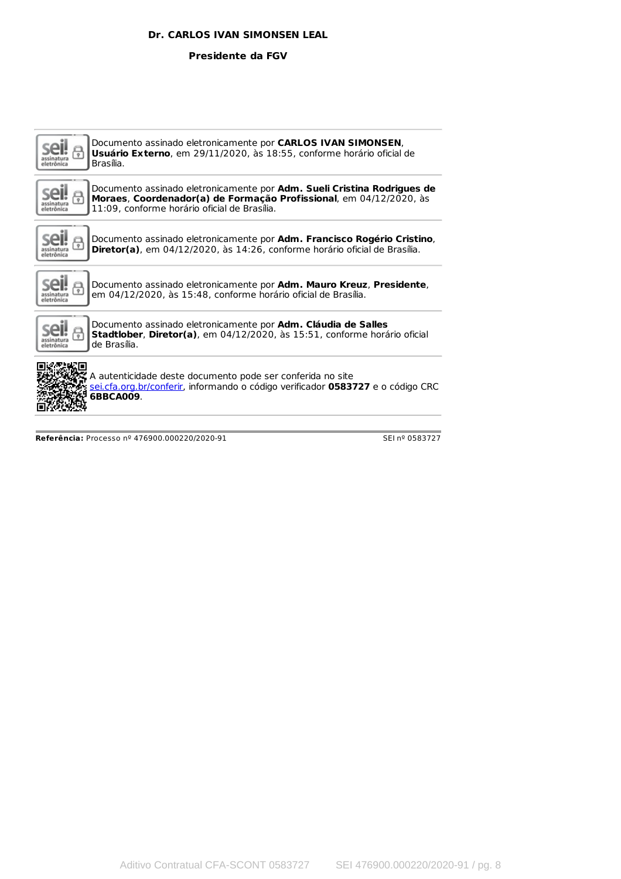**Dr. CARLOS IVAN SIMONSEN LEAL**

**Presidente da FGV**

Documento assinado eletronicamente por **CARLOS IVAN SIMONSEN**, **Usuário Externo**, em 29/11/2020, às 18:55, conforme horário oficial de Brasília.

Documento assinado eletronicamente por **Adm. Sueli Cristina Rodrigues de Moraes**, **Coordenador(a) de Formação Profissional**, em 04/12/2020, às 11:09, conforme horário oficial de Brasília.

Documento assinado eletronicamente por **Adm. Francisco Rogério Cristino**, **Diretor(a)**, em 04/12/2020, às 14:26, conforme horário oficial de Brasília.

Documento assinado eletronicamente por **Adm. Mauro Kreuz**, **Presidente**, em 04/12/2020, às 15:48, conforme horário oficial de Brasília.

Documento assinado eletronicamente por **Adm. Cláudia de Salles Stadtlober**, **Diretor(a)**, em 04/12/2020, às 15:51, conforme horário oficial de Brasília.

A autenticidade deste documento pode ser conferida no site sei.cfa.org.br/conferir, informando o código verificador **0583727** e o código CRC **6BBCA009**.

**Referência:** Processo nº 476900.000220/2020-91 SEI nº 0583727